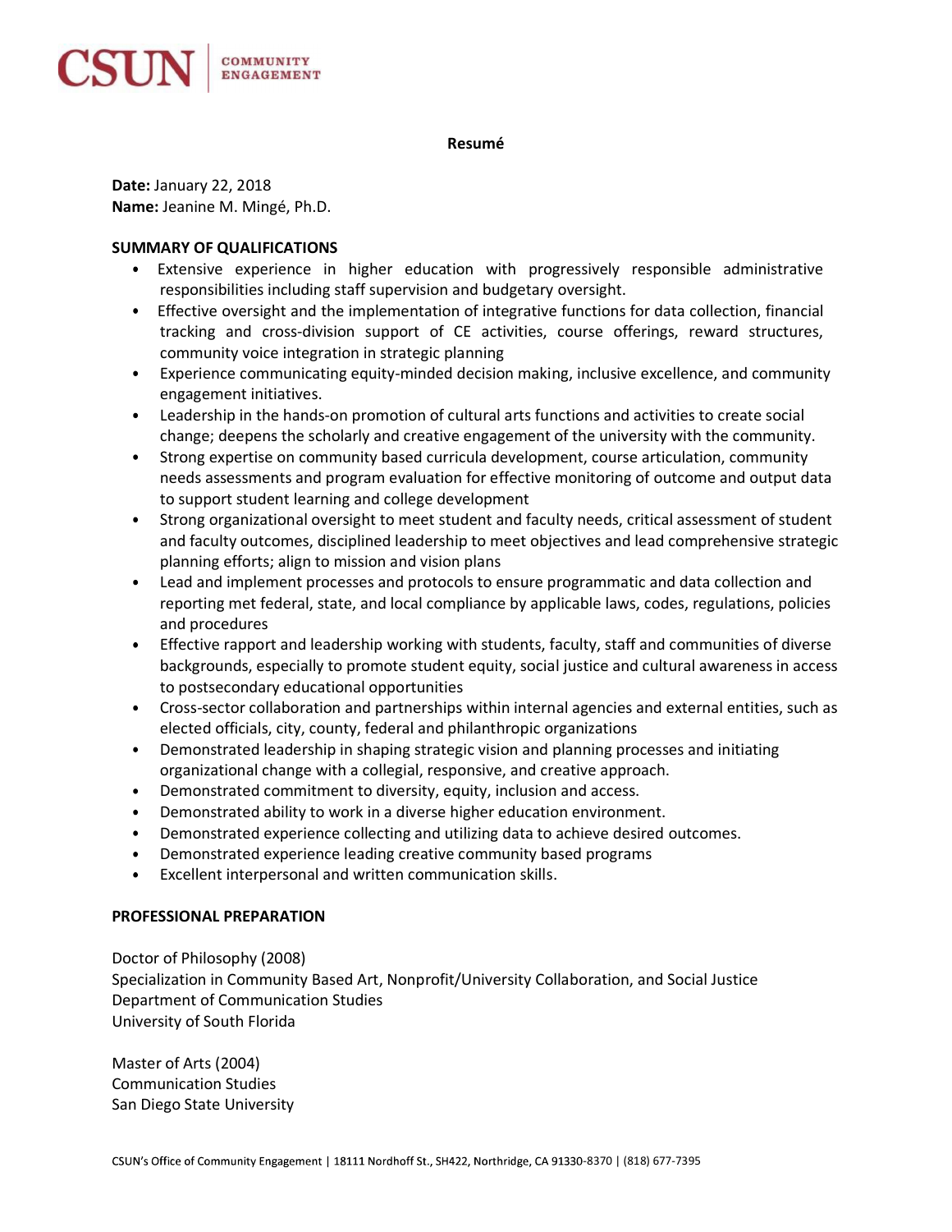**Resumé**

**Date:** January 22, 2018
**Name:** Jeanine M. Mingé, Ph.D.

**SUMMARY OF QUALIFICATIONS**

- Extensive experience in higher education with progressively responsible administrative responsibilities including staff supervision and budgetary oversight.
- Effective oversight and the implementation of integrative functions for data collection, financial tracking and cross-division support of CE activities, course offerings, reward structures, community voice integration in strategic planning
- Experience communicating equity-minded decision making, inclusive excellence, and community engagement initiatives.
- Leadership in the hands-on promotion of cultural arts functions and activities to create social change; deepens the scholarly and creative engagement of the university with the community.
- Strong expertise on community based curricula development, course articulation, community needs assessments and program evaluation for effective monitoring of outcome and output data to support student learning and college development
- Strong organizational oversight to meet student and faculty needs, critical assessment of student and faculty outcomes, disciplined leadership to meet objectives and lead comprehensive strategic planning efforts; align to mission and vision plans
- Lead and implement processes and protocols to ensure programmatic and data collection and reporting met federal, state, and local compliance by applicable laws, codes, regulations, policies and procedures
- Effective rapport and leadership working with students, faculty, staff and communities of diverse backgrounds, especially to promote student equity, social justice and cultural awareness in access to postsecondary educational opportunities
- Cross-sector collaboration and partnerships within internal agencies and external entities, such as elected officials, city, county, federal and philanthropic organizations
- Demonstrated leadership in shaping strategic vision and planning processes and initiating organizational change with a collegial, responsive, and creative approach.
- Demonstrated commitment to diversity, equity, inclusion and access.
- Demonstrated ability to work in a diverse higher education environment.
- Demonstrated experience collecting and utilizing data to achieve desired outcomes.
- Demonstrated experience leading creative community based programs
- Excellent interpersonal and written communication skills.

**PROFESSIONAL PREPARATION**

Doctor of Philosophy (2008)
Specialization in Community Based Art, Nonprofit/University Collaboration, and Social Justice
Department of Communication Studies
University of South Florida

Master of Arts (2004)
Communication Studies
San Diego State University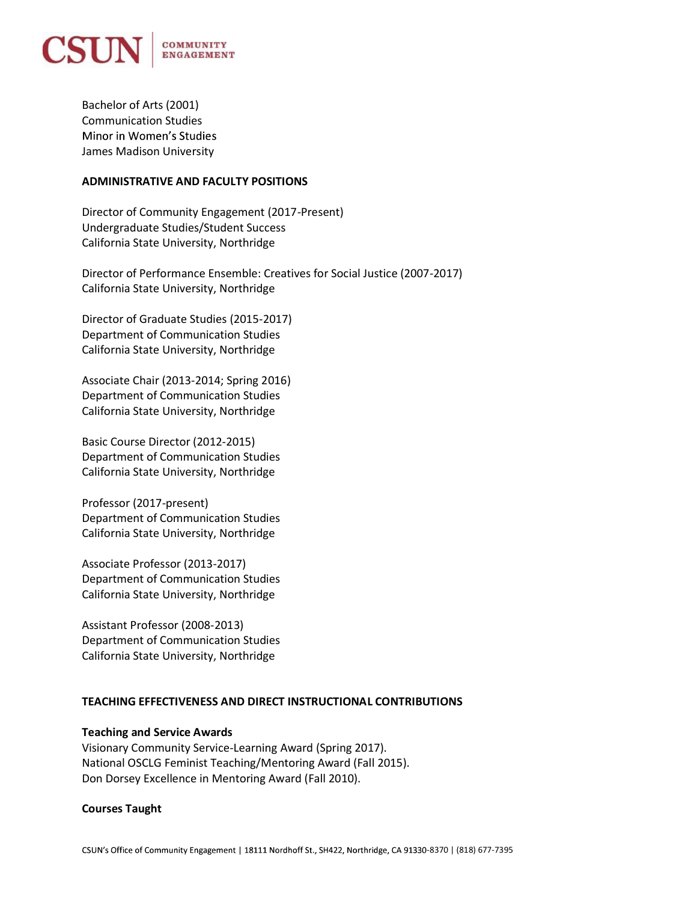Bachelor of Arts (2001)
Communication Studies
Minor in Women's Studies
James Madison University

**ADMINISTRATIVE AND FACULTY POSITIONS**

Director of Community Engagement (2017-Present)
Undergraduate Studies/Student Success
California State University, Northridge

Director of Performance Ensemble: Creatives for Social Justice (2007-2017)
California State University, Northridge

Director of Graduate Studies (2015-2017)
Department of Communication Studies
California State University, Northridge

Associate Chair (2013-2014; Spring 2016)
Department of Communication Studies
California State University, Northridge

Basic Course Director (2012-2015)
Department of Communication Studies
California State University, Northridge

Professor (2017-present)
Department of Communication Studies
California State University, Northridge

Associate Professor (2013-2017)
Department of Communication Studies
California State University, Northridge

Assistant Professor (2008-2013)
Department of Communication Studies
California State University, Northridge

**TEACHING EFFECTIVENESS AND DIRECT INSTRUCTIONAL CONTRIBUTIONS**

**Teaching and Service Awards**
Visionary Community Service-Learning Award (Spring 2017).
National OSCLG Feminist Teaching/Mentoring Award (Fall 2015).
Don Dorsey Excellence in Mentoring Award (Fall 2010).

**Courses Taught**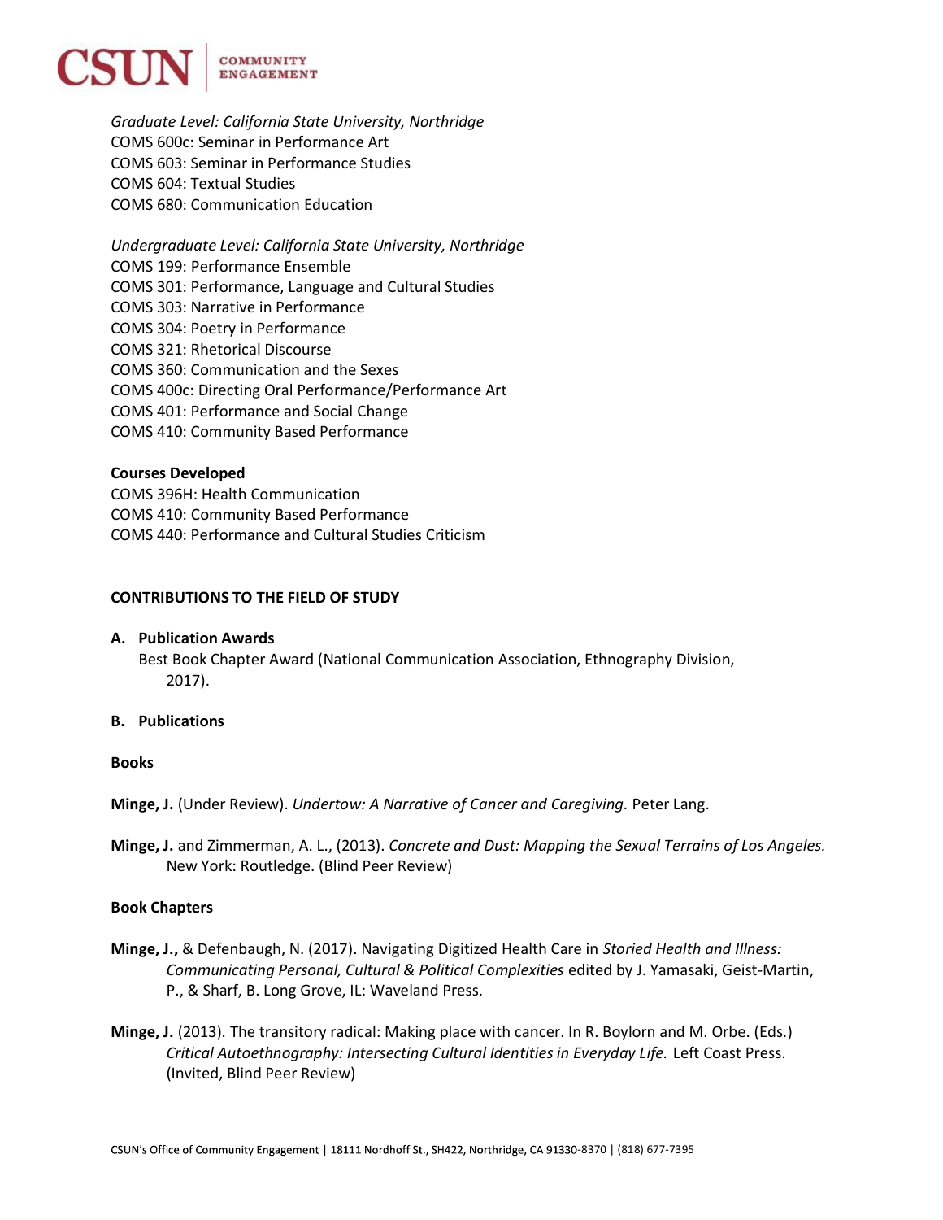*Graduate Level: California State University, Northridge*
COMS 600c: Seminar in Performance Art
COMS 603: Seminar in Performance Studies
COMS 604: Textual Studies
COMS 680: Communication Education

*Undergraduate Level: California State University, Northridge*
COMS 199: Performance Ensemble
COMS 301: Performance, Language and Cultural Studies
COMS 303: Narrative in Performance
COMS 304: Poetry in Performance
COMS 321: Rhetorical Discourse
COMS 360: Communication and the Sexes
COMS 400c: Directing Oral Performance/Performance Art
COMS 401: Performance and Social Change
COMS 410: Community Based Performance

**Courses Developed**
COMS 396H: Health Communication
COMS 410: Community Based Performance
COMS 440: Performance and Cultural Studies Criticism

**CONTRIBUTIONS TO THE FIELD OF STUDY**

**A. Publication Awards**

Best Book Chapter Award (National Communication Association, Ethnography Division, 2017).

**B. Publications**

**Books**

**Minge, J.** (Under Review). *Undertow: A Narrative of Cancer and Caregiving.* Peter Lang.

**Minge, J.** and Zimmerman, A. L., (2013). *Concrete and Dust: Mapping the Sexual Terrains of Los Angeles.* New York: Routledge. (Blind Peer Review)

**Book Chapters**

**Minge, J.,** & Defenbaugh, N. (2017). Navigating Digitized Health Care in *Storied Health and Illness: Communicating Personal, Cultural & Political Complexities* edited by J. Yamasaki, Geist-Martin, P., & Sharf, B. Long Grove, IL: Waveland Press.

**Minge, J.** (2013). The transitory radical: Making place with cancer. In R. Boylorn and M. Orbe. (Eds.) *Critical Autoethnography: Intersecting Cultural Identities in Everyday Life.* Left Coast Press. (Invited, Blind Peer Review)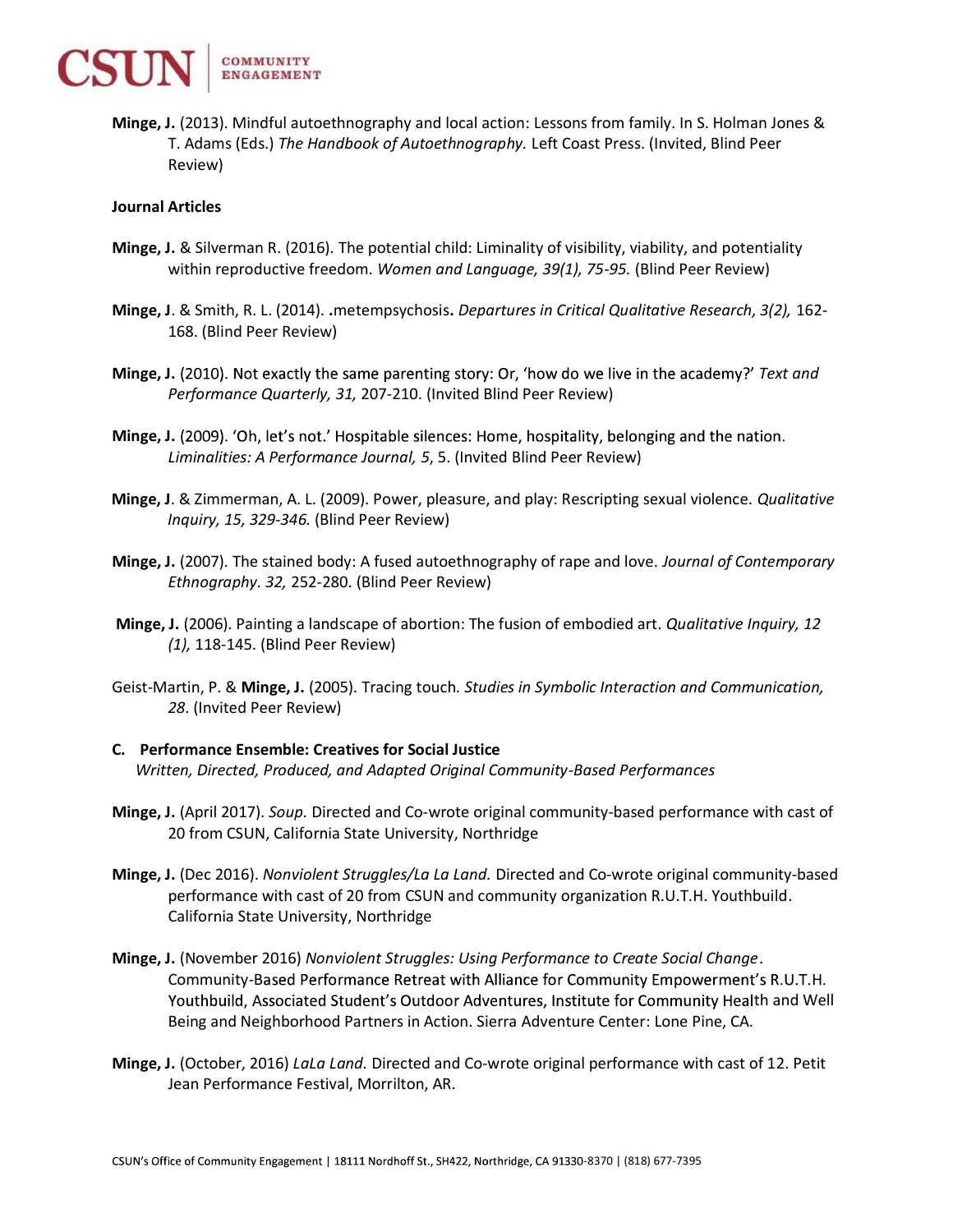**Minge, J.** (2013). Mindful autoethnography and local action: Lessons from family. In S. Holman Jones & T. Adams (Eds.) *The Handbook of Autoethnography.* Left Coast Press. (Invited, Blind Peer Review)

**Journal Articles**

**Minge, J.** & Silverman R. (2016). The potential child: Liminality of visibility, viability, and potentiality within reproductive freedom. *Women and Language, 39(1), 75-95.* (Blind Peer Review)

**Minge, J**. & Smith, R. L. (2014). **.**metempsychosis**.** *Departures in Critical Qualitative Research, 3(2),* 162-168. (Blind Peer Review)

**Minge, J.** (2010). Not exactly the same parenting story: Or, 'how do we live in the academy?' *Text and Performance Quarterly, 31,* 207-210. (Invited Blind Peer Review)

**Minge, J.** (2009). 'Oh, let's not.' Hospitable silences: Home, hospitality, belonging and the nation. *Liminalities: A Performance Journal, 5*, 5. (Invited Blind Peer Review)

**Minge, J**. & Zimmerman, A. L. (2009). Power, pleasure, and play: Rescripting sexual violence. *Qualitative Inquiry, 15, 329-346.* (Blind Peer Review)

**Minge, J.** (2007). The stained body: A fused autoethnography of rape and love. *Journal of Contemporary Ethnography. 32,* 252-280. (Blind Peer Review)

**Minge, J.** (2006). Painting a landscape of abortion: The fusion of embodied art. *Qualitative Inquiry, 12 (1),* 118-145. (Blind Peer Review)

Geist-Martin, P. & **Minge, J.** (2005). Tracing touch*. Studies in Symbolic Interaction and Communication, 28*. (Invited Peer Review)

**C. Performance Ensemble: Creatives for Social Justice**

*Written, Directed, Produced, and Adapted Original Community-Based Performances*

**Minge, J.** (April 2017). *Soup.* Directed and Co-wrote original community-based performance with cast of 20 from CSUN, California State University, Northridge

**Minge, J.** (Dec 2016). *Nonviolent Struggles/La La Land.* Directed and Co-wrote original community-based performance with cast of 20 from CSUN and community organization R.U.T.H. Youthbuild. California State University, Northridge

**Minge, J.** (November 2016) *Nonviolent Struggles: Using Performance to Create Social Change*. Community-Based Performance Retreat with Alliance for Community Empowerment's R.U.T.H. Youthbuild, Associated Student's Outdoor Adventures, Institute for Community Health and Well Being and Neighborhood Partners in Action. Sierra Adventure Center: Lone Pine, CA.

**Minge, J.** (October, 2016) *LaLa Land.* Directed and Co-wrote original performance with cast of 12. Petit Jean Performance Festival, Morrilton, AR.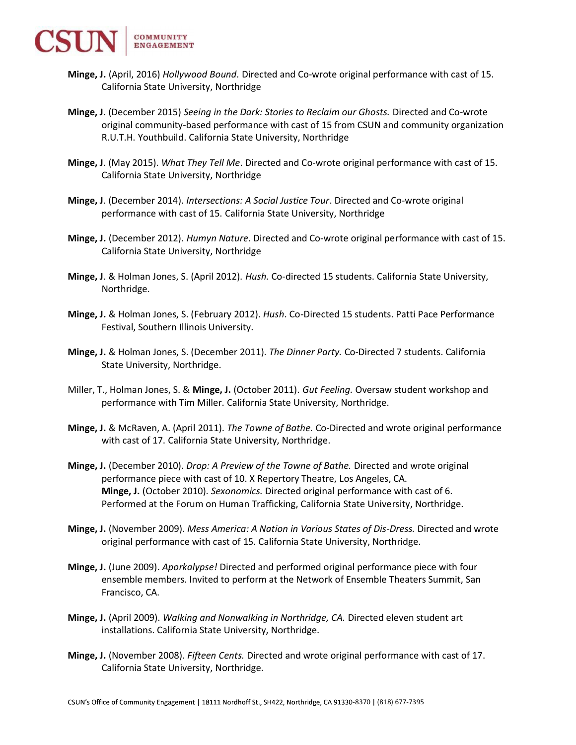**Minge, J.** (April, 2016) *Hollywood Bound.* Directed and Co-wrote original performance with cast of 15. California State University, Northridge

**Minge, J**. (December 2015) *Seeing in the Dark: Stories to Reclaim our Ghosts.* Directed and Co-wrote original community-based performance with cast of 15 from CSUN and community organization R.U.T.H. Youthbuild. California State University, Northridge

**Minge, J**. (May 2015). *What They Tell Me*. Directed and Co-wrote original performance with cast of 15. California State University, Northridge

**Minge, J**. (December 2014). *Intersections: A Social Justice Tour*. Directed and Co-wrote original performance with cast of 15. California State University, Northridge

**Minge, J.** (December 2012). *Humyn Nature*. Directed and Co-wrote original performance with cast of 15. California State University, Northridge

**Minge, J**. & Holman Jones, S. (April 2012). *Hush.* Co-directed 15 students. California State University, Northridge.

**Minge, J.** & Holman Jones, S. (February 2012). *Hush*. Co-Directed 15 students. Patti Pace Performance Festival, Southern Illinois University.

**Minge, J.** & Holman Jones, S. (December 2011). *The Dinner Party.* Co-Directed 7 students. California State University, Northridge.

Miller, T., Holman Jones, S. & **Minge, J.** (October 2011). *Gut Feeling.* Oversaw student workshop and performance with Tim Miller. California State University, Northridge.

**Minge, J.** & McRaven, A. (April 2011). *The Towne of Bathe.* Co-Directed and wrote original performance with cast of 17. California State University, Northridge.

**Minge, J.** (December 2010). *Drop: A Preview of the Towne of Bathe.* Directed and wrote original performance piece with cast of 10. X Repertory Theatre, Los Angeles, CA.

**Minge, J.** (October 2010). *Sexonomics.* Directed original performance with cast of 6. Performed at the Forum on Human Trafficking, California State University, Northridge.

**Minge, J.** (November 2009). *Mess America: A Nation in Various States of Dis-Dress.* Directed and wrote original performance with cast of 15. California State University, Northridge.

**Minge, J.** (June 2009). *Aporkalypse!* Directed and performed original performance piece with four ensemble members. Invited to perform at the Network of Ensemble Theaters Summit, San Francisco, CA.

**Minge, J.** (April 2009). *Walking and Nonwalking in Northridge, CA.* Directed eleven student art installations. California State University, Northridge.

**Minge, J.** (November 2008). *Fifteen Cents.* Directed and wrote original performance with cast of 17. California State University, Northridge.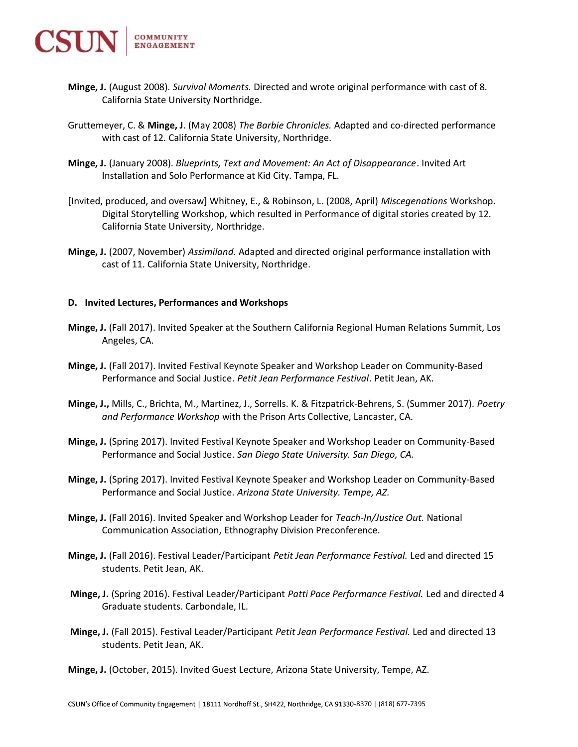**Minge, J.** (August 2008). *Survival Moments.* Directed and wrote original performance with cast of 8. California State University Northridge.

Gruttemeyer, C. & **Minge, J**. (May 2008) *The Barbie Chronicles.* Adapted and co-directed performance with cast of 12. California State University, Northridge.

**Minge, J.** (January 2008). *Blueprints, Text and Movement: An Act of Disappearance*. Invited Art Installation and Solo Performance at Kid City. Tampa, FL.

[Invited, produced, and oversaw] Whitney, E., & Robinson, L. (2008, April) *Miscegenations* Workshop. Digital Storytelling Workshop, which resulted in Performance of digital stories created by 12. California State University, Northridge.

**Minge, J.** (2007, November) *Assimiland.* Adapted and directed original performance installation with cast of 11. California State University, Northridge.

**D. Invited Lectures, Performances and Workshops**

**Minge, J.** (Fall 2017). Invited Speaker at the Southern California Regional Human Relations Summit, Los Angeles, CA.

**Minge, J.** (Fall 2017). Invited Festival Keynote Speaker and Workshop Leader on Community-Based Performance and Social Justice. *Petit Jean Performance Festival*. Petit Jean, AK.

**Minge, J.,** Mills, C., Brichta, M., Martinez, J., Sorrells. K. & Fitzpatrick-Behrens, S. (Summer 2017). *Poetry and Performance Workshop* with the Prison Arts Collective, Lancaster, CA.

**Minge, J.** (Spring 2017). Invited Festival Keynote Speaker and Workshop Leader on Community-Based Performance and Social Justice. *San Diego State University. San Diego, CA.*

**Minge, J.** (Spring 2017). Invited Festival Keynote Speaker and Workshop Leader on Community-Based Performance and Social Justice. *Arizona State University. Tempe, AZ.*

**Minge, J.** (Fall 2016). Invited Speaker and Workshop Leader for *Teach-In/Justice Out.* National Communication Association, Ethnography Division Preconference.

**Minge, J.** (Fall 2016). Festival Leader/Participant *Petit Jean Performance Festival.* Led and directed 15 students. Petit Jean, AK.

**Minge, J.** (Spring 2016). Festival Leader/Participant *Patti Pace Performance Festival.* Led and directed 4 Graduate students. Carbondale, IL.

**Minge, J.** (Fall 2015). Festival Leader/Participant *Petit Jean Performance Festival.* Led and directed 13 students. Petit Jean, AK.

**Minge, J.** (October, 2015). Invited Guest Lecture, Arizona State University, Tempe, AZ.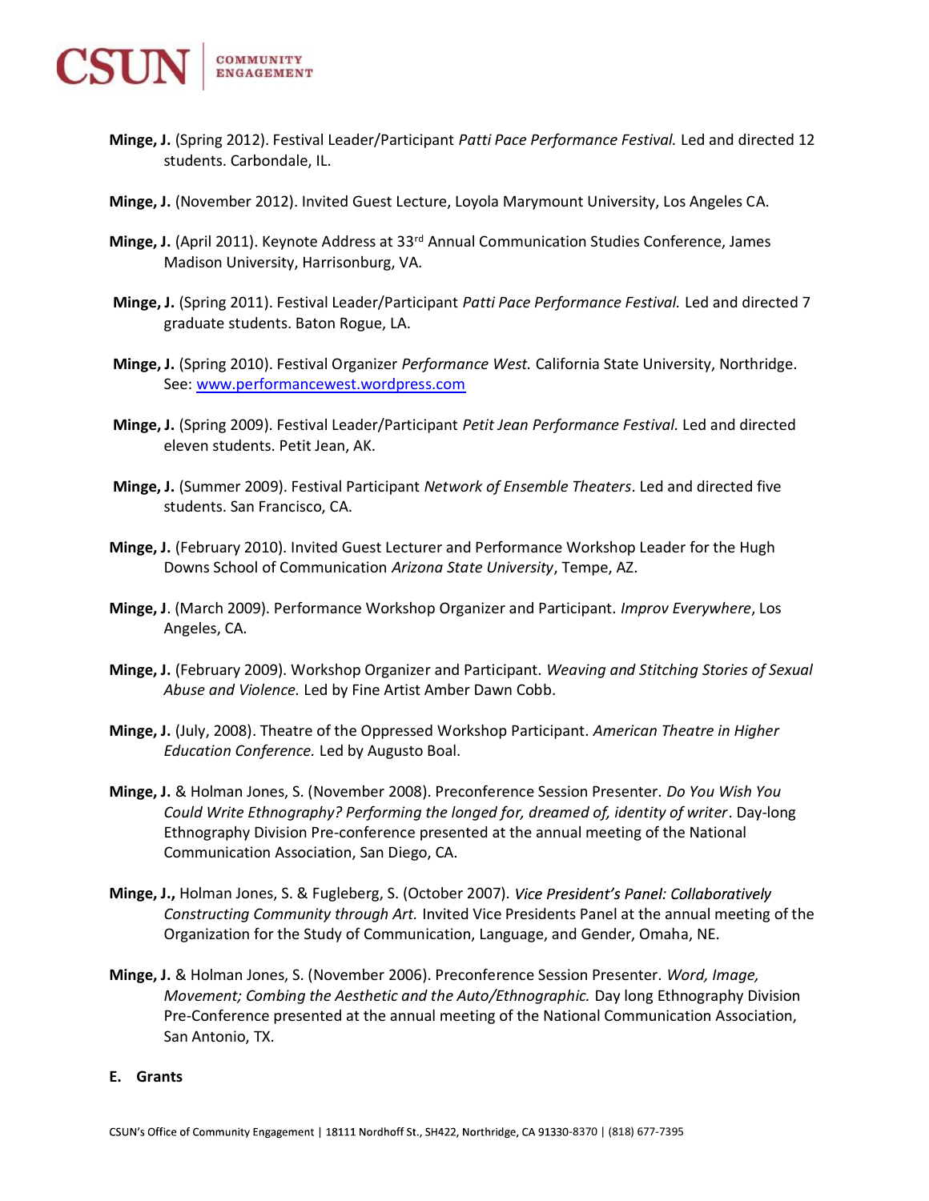**Minge, J.** (Spring 2012). Festival Leader/Participant *Patti Pace Performance Festival.* Led and directed 12 students. Carbondale, IL.

**Minge, J.** (November 2012). Invited Guest Lecture, Loyola Marymount University, Los Angeles CA.

**Minge, J.** (April 2011). Keynote Address at 33rd Annual Communication Studies Conference, James Madison University, Harrisonburg, VA.

**Minge, J.** (Spring 2011). Festival Leader/Participant *Patti Pace Performance Festival.* Led and directed 7 graduate students. Baton Rogue, LA.

**Minge, J.** (Spring 2010). Festival Organizer *Performance West.* California State University, Northridge. See: www.performancewest.wordpress.com

**Minge, J.** (Spring 2009). Festival Leader/Participant *Petit Jean Performance Festival.* Led and directed eleven students. Petit Jean, AK.

**Minge, J.** (Summer 2009). Festival Participant *Network of Ensemble Theaters*. Led and directed five students. San Francisco, CA.

**Minge, J.** (February 2010). Invited Guest Lecturer and Performance Workshop Leader for the Hugh Downs School of Communication *Arizona State University*, Tempe, AZ.

**Minge, J**. (March 2009). Performance Workshop Organizer and Participant. *Improv Everywhere*, Los Angeles, CA.

**Minge, J.** (February 2009). Workshop Organizer and Participant. *Weaving and Stitching Stories of Sexual Abuse and Violence.* Led by Fine Artist Amber Dawn Cobb.

**Minge, J.** (July, 2008). Theatre of the Oppressed Workshop Participant. *American Theatre in Higher Education Conference.* Led by Augusto Boal.

**Minge, J.** & Holman Jones, S. (November 2008). Preconference Session Presenter. *Do You Wish You Could Write Ethnography? Performing the longed for, dreamed of, identity of writer*. Day-long Ethnography Division Pre-conference presented at the annual meeting of the National Communication Association, San Diego, CA.

**Minge, J.,** Holman Jones, S. & Fugleberg, S. (October 2007). *Vice President's Panel: Collaboratively Constructing Community through Art.* Invited Vice Presidents Panel at the annual meeting of the Organization for the Study of Communication, Language, and Gender, Omaha, NE.

**Minge, J.** & Holman Jones, S. (November 2006). Preconference Session Presenter. *Word, Image, Movement; Combing the Aesthetic and the Auto/Ethnographic.* Day long Ethnography Division Pre-Conference presented at the annual meeting of the National Communication Association, San Antonio, TX.

**E. Grants**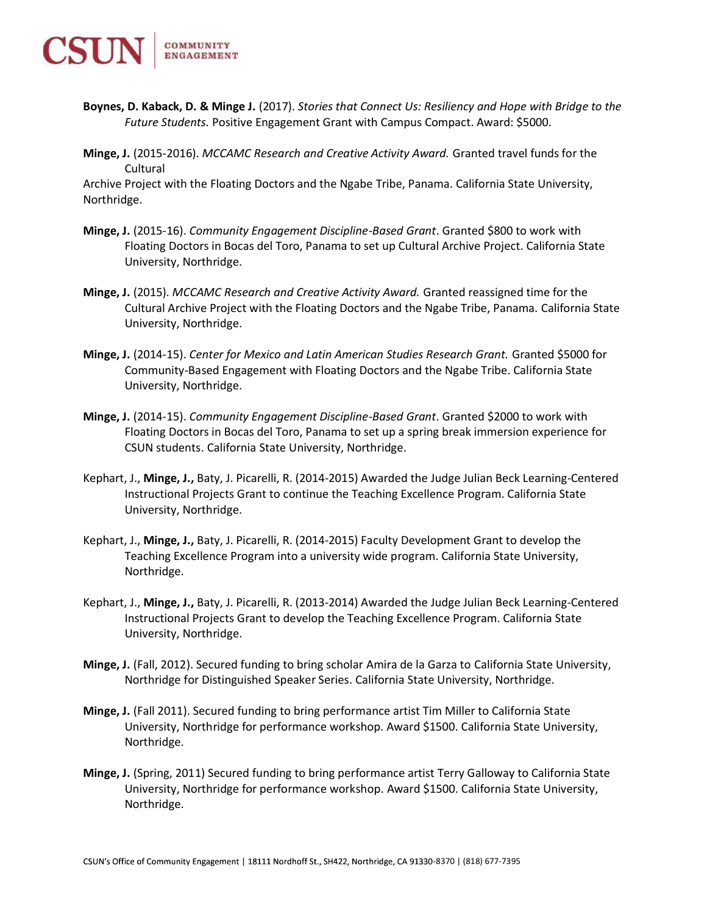**Boynes, D. Kaback, D. & Minge J.** (2017). *Stories that Connect Us: Resiliency and Hope with Bridge to the Future Students.* Positive Engagement Grant with Campus Compact. Award: $5000.

**Minge, J.** (2015-2016). *MCCAMC Research and Creative Activity Award.* Granted travel funds for the Cultural Archive Project with the Floating Doctors and the Ngabe Tribe, Panama. California State University, Northridge.

**Minge, J.** (2015-16). *Community Engagement Discipline-Based Grant*. Granted $800 to work with Floating Doctors in Bocas del Toro, Panama to set up Cultural Archive Project. California State University, Northridge.

**Minge, J.** (2015). *MCCAMC Research and Creative Activity Award.* Granted reassigned time for the Cultural Archive Project with the Floating Doctors and the Ngabe Tribe, Panama. California State University, Northridge.

**Minge, J.** (2014-15). *Center for Mexico and Latin American Studies Research Grant.* Granted $5000 for Community-Based Engagement with Floating Doctors and the Ngabe Tribe. California State University, Northridge.

**Minge, J.** (2014-15). *Community Engagement Discipline-Based Grant*. Granted $2000 to work with Floating Doctors in Bocas del Toro, Panama to set up a spring break immersion experience for CSUN students. California State University, Northridge.

Kephart, J., **Minge, J.,** Baty, J. Picarelli, R. (2014-2015) Awarded the Judge Julian Beck Learning-Centered Instructional Projects Grant to continue the Teaching Excellence Program. California State University, Northridge.

Kephart, J., **Minge, J.,** Baty, J. Picarelli, R. (2014-2015) Faculty Development Grant to develop the Teaching Excellence Program into a university wide program. California State University, Northridge.

Kephart, J., **Minge, J.,** Baty, J. Picarelli, R. (2013-2014) Awarded the Judge Julian Beck Learning-Centered Instructional Projects Grant to develop the Teaching Excellence Program. California State University, Northridge.

**Minge, J.** (Fall, 2012). Secured funding to bring scholar Amira de la Garza to California State University, Northridge for Distinguished Speaker Series. California State University, Northridge.

**Minge, J.** (Fall 2011). Secured funding to bring performance artist Tim Miller to California State University, Northridge for performance workshop. Award $1500. California State University, Northridge.

**Minge, J.** (Spring, 2011) Secured funding to bring performance artist Terry Galloway to California State University, Northridge for performance workshop. Award $1500. California State University, Northridge.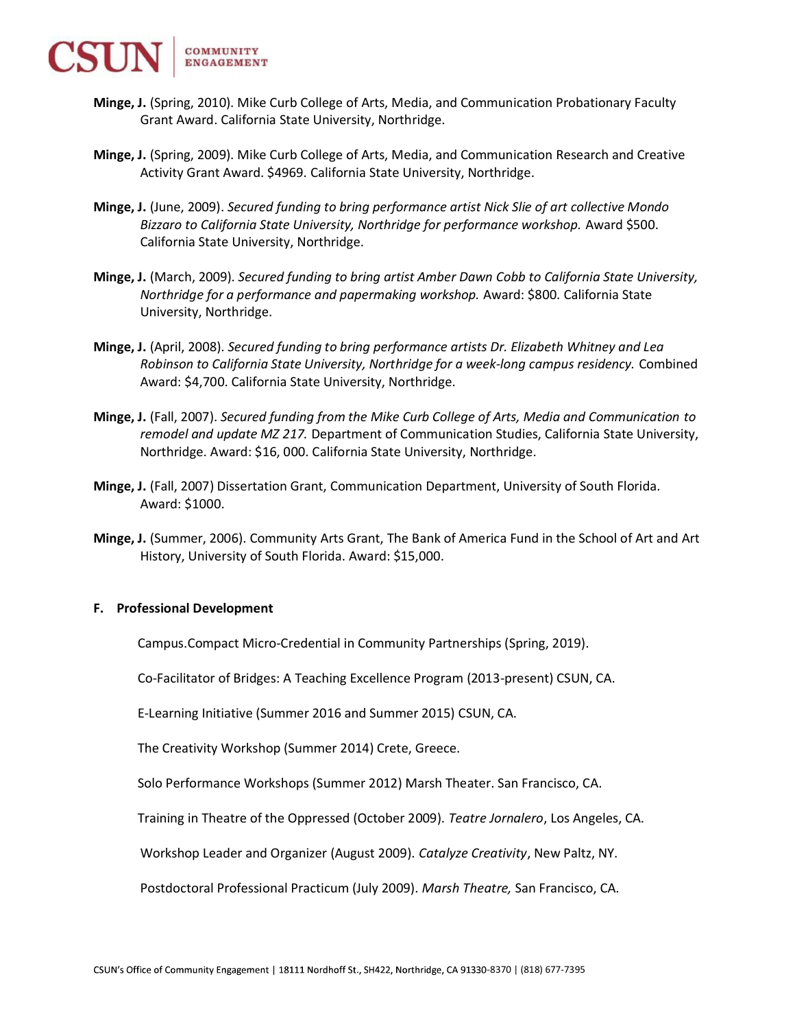**Minge, J.** (Spring, 2010). Mike Curb College of Arts, Media, and Communication Probationary Faculty Grant Award. California State University, Northridge.

**Minge, J.** (Spring, 2009). Mike Curb College of Arts, Media, and Communication Research and Creative Activity Grant Award. $4969. California State University, Northridge.

**Minge, J.** (June, 2009). *Secured funding to bring performance artist Nick Slie of art collective Mondo Bizzaro to California State University, Northridge for performance workshop.* Award $500. California State University, Northridge.

**Minge, J.** (March, 2009). *Secured funding to bring artist Amber Dawn Cobb to California State University, Northridge for a performance and papermaking workshop.* Award: $800. California State University, Northridge.

**Minge, J.** (April, 2008). *Secured funding to bring performance artists Dr. Elizabeth Whitney and Lea Robinson to California State University, Northridge for a week-long campus residency.* Combined Award: $4,700. California State University, Northridge.

**Minge, J.** (Fall, 2007). *Secured funding from the Mike Curb College of Arts, Media and Communication to remodel and update MZ 217.* Department of Communication Studies, California State University, Northridge. Award: $16, 000. California State University, Northridge.

**Minge, J.** (Fall, 2007) Dissertation Grant, Communication Department, University of South Florida. Award: $1000.

**Minge, J.** (Summer, 2006). Community Arts Grant, The Bank of America Fund in the School of Art and Art History, University of South Florida. Award: $15,000.

**F. Professional Development**

Campus.Compact Micro-Credential in Community Partnerships (Spring, 2019).

Co-Facilitator of Bridges: A Teaching Excellence Program (2013-present) CSUN, CA.

E-Learning Initiative (Summer 2016 and Summer 2015) CSUN, CA.

The Creativity Workshop (Summer 2014) Crete, Greece.

Solo Performance Workshops (Summer 2012) Marsh Theater. San Francisco, CA.

Training in Theatre of the Oppressed (October 2009). *Teatre Jornalero*, Los Angeles, CA.

Workshop Leader and Organizer (August 2009). *Catalyze Creativity*, New Paltz, NY.

Postdoctoral Professional Practicum (July 2009). *Marsh Theatre,* San Francisco, CA.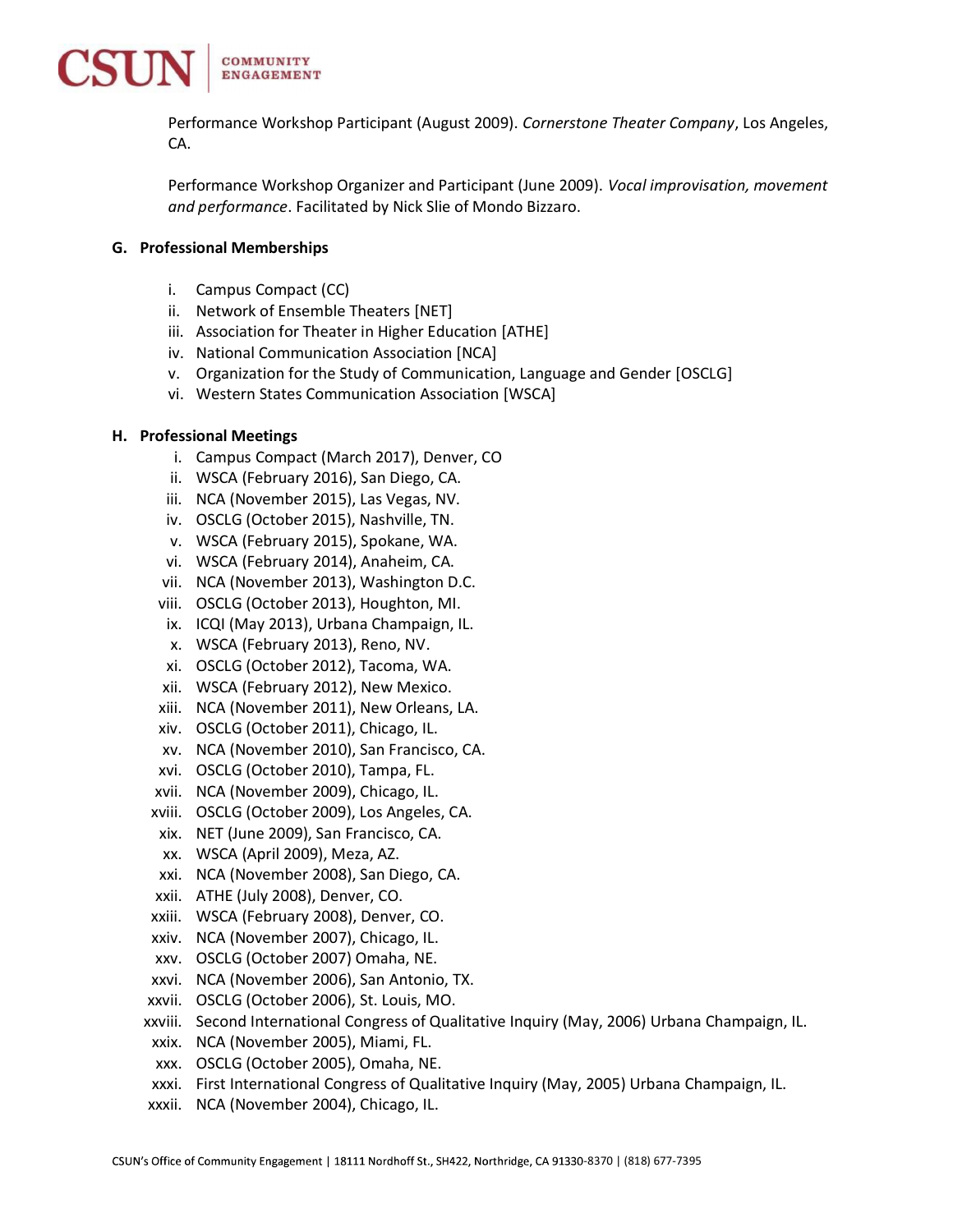Performance Workshop Participant (August 2009). *Cornerstone Theater Company*, Los Angeles, CA.

Performance Workshop Organizer and Participant (June 2009). *Vocal improvisation, movement and performance*. Facilitated by Nick Slie of Mondo Bizzaro.

### G. Professional Memberships

i. Campus Compact (CC)
ii. Network of Ensemble Theaters [NET]
iii. Association for Theater in Higher Education [ATHE]
iv. National Communication Association [NCA]
v. Organization for the Study of Communication, Language and Gender [OSCLG]
vi. Western States Communication Association [WSCA]

### H. Professional Meetings

i. Campus Compact (March 2017), Denver, CO
ii. WSCA (February 2016), San Diego, CA.
iii. NCA (November 2015), Las Vegas, NV.
iv. OSCLG (October 2015), Nashville, TN.
v. WSCA (February 2015), Spokane, WA.
vi. WSCA (February 2014), Anaheim, CA.
vii. NCA (November 2013), Washington D.C.
viii. OSCLG (October 2013), Houghton, MI.
ix. ICQI (May 2013), Urbana Champaign, IL.
x. WSCA (February 2013), Reno, NV.
xi. OSCLG (October 2012), Tacoma, WA.
xii. WSCA (February 2012), New Mexico.
xiii. NCA (November 2011), New Orleans, LA.
xiv. OSCLG (October 2011), Chicago, IL.
xv. NCA (November 2010), San Francisco, CA.
xvi. OSCLG (October 2010), Tampa, FL.
xvii. NCA (November 2009), Chicago, IL.
xviii. OSCLG (October 2009), Los Angeles, CA.
xix. NET (June 2009), San Francisco, CA.
xx. WSCA (April 2009), Meza, AZ.
xxi. NCA (November 2008), San Diego, CA.
xxii. ATHE (July 2008), Denver, CO.
xxiii. WSCA (February 2008), Denver, CO.
xxiv. NCA (November 2007), Chicago, IL.
xxv. OSCLG (October 2007) Omaha, NE.
xxvi. NCA (November 2006), San Antonio, TX.
xxvii. OSCLG (October 2006), St. Louis, MO.
xxviii. Second International Congress of Qualitative Inquiry (May, 2006) Urbana Champaign, IL.
xxix. NCA (November 2005), Miami, FL.
xxx. OSCLG (October 2005), Omaha, NE.
xxxi. First International Congress of Qualitative Inquiry (May, 2005) Urbana Champaign, IL.
xxxii. NCA (November 2004), Chicago, IL.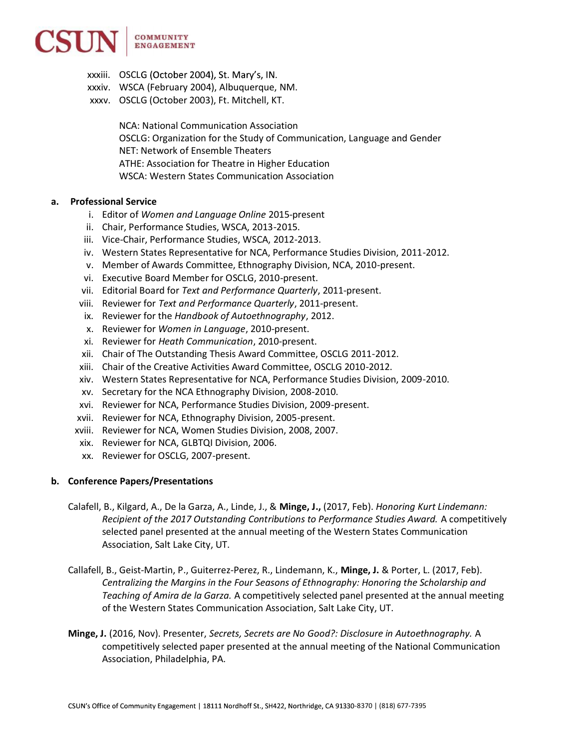xxxiii. OSCLG (October 2004), St. Mary's, IN.
xxxiv. WSCA (February 2004), Albuquerque, NM.
xxxv. OSCLG (October 2003), Ft. Mitchell, KT.

NCA: National Communication Association
OSCLG: Organization for the Study of Communication, Language and Gender
NET: Network of Ensemble Theaters
ATHE: Association for Theatre in Higher Education
WSCA: Western States Communication Association

**a. Professional Service**

i. Editor of *Women and Language Online* 2015-present
ii. Chair, Performance Studies, WSCA, 2013-2015.
iii. Vice-Chair, Performance Studies, WSCA, 2012-2013.
iv. Western States Representative for NCA, Performance Studies Division, 2011-2012.
v. Member of Awards Committee, Ethnography Division, NCA, 2010-present.
vi. Executive Board Member for OSCLG, 2010-present.
vii. Editorial Board for *Text and Performance Quarterly*, 2011-present.
viii. Reviewer for *Text and Performance Quarterly*, 2011-present.
ix. Reviewer for the *Handbook of Autoethnography*, 2012.
x. Reviewer for *Women in Language*, 2010-present.
xi. Reviewer for *Heath Communication*, 2010-present.
xii. Chair of The Outstanding Thesis Award Committee, OSCLG 2011-2012.
xiii. Chair of the Creative Activities Award Committee, OSCLG 2010-2012.
xiv. Western States Representative for NCA, Performance Studies Division, 2009-2010.
xv. Secretary for the NCA Ethnography Division, 2008-2010.
xvi. Reviewer for NCA, Performance Studies Division, 2009-present.
xvii. Reviewer for NCA, Ethnography Division, 2005-present.
xviii. Reviewer for NCA, Women Studies Division, 2008, 2007.
xix. Reviewer for NCA, GLBTQI Division, 2006.
xx. Reviewer for OSCLG, 2007-present.

**b. Conference Papers/Presentations**

Calafell, B., Kilgard, A., De la Garza, A., Linde, J., & **Minge, J.,** (2017, Feb). *Honoring Kurt Lindemann: Recipient of the 2017 Outstanding Contributions to Performance Studies Award.* A competitively selected panel presented at the annual meeting of the Western States Communication Association, Salt Lake City, UT.

Callafell, B., Geist-Martin, P., Guiterrez-Perez, R., Lindemann, K., **Minge, J.** & Porter, L. (2017, Feb). *Centralizing the Margins in the Four Seasons of Ethnography: Honoring the Scholarship and Teaching of Amira de la Garza.* A competitively selected panel presented at the annual meeting of the Western States Communication Association, Salt Lake City, UT.

**Minge, J.** (2016, Nov). Presenter, *Secrets, Secrets are No Good?: Disclosure in Autoethnography.* A competitively selected paper presented at the annual meeting of the National Communication Association, Philadelphia, PA.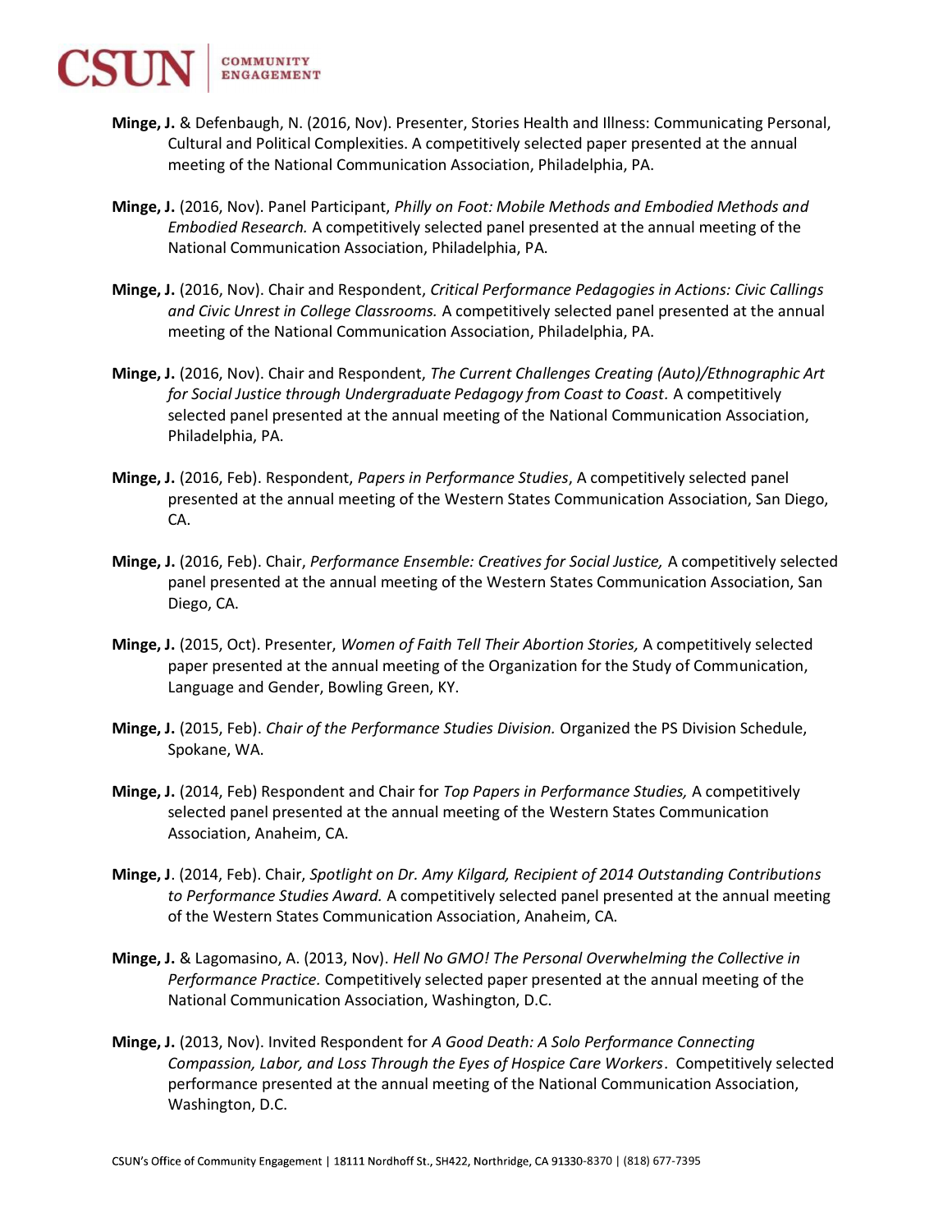**Minge, J.** & Defenbaugh, N. (2016, Nov). Presenter, Stories Health and Illness: Communicating Personal, Cultural and Political Complexities. A competitively selected paper presented at the annual meeting of the National Communication Association, Philadelphia, PA.

**Minge, J.** (2016, Nov). Panel Participant, *Philly on Foot: Mobile Methods and Embodied Methods and Embodied Research.* A competitively selected panel presented at the annual meeting of the National Communication Association, Philadelphia, PA.

**Minge, J.** (2016, Nov). Chair and Respondent, *Critical Performance Pedagogies in Actions: Civic Callings and Civic Unrest in College Classrooms.* A competitively selected panel presented at the annual meeting of the National Communication Association, Philadelphia, PA.

**Minge, J.** (2016, Nov). Chair and Respondent, *The Current Challenges Creating (Auto)/Ethnographic Art for Social Justice through Undergraduate Pedagogy from Coast to Coast.* A competitively selected panel presented at the annual meeting of the National Communication Association, Philadelphia, PA.

**Minge, J.** (2016, Feb). Respondent, *Papers in Performance Studies*, A competitively selected panel presented at the annual meeting of the Western States Communication Association, San Diego, CA.

**Minge, J.** (2016, Feb). Chair, *Performance Ensemble: Creatives for Social Justice,* A competitively selected panel presented at the annual meeting of the Western States Communication Association, San Diego, CA.

**Minge, J.** (2015, Oct). Presenter, *Women of Faith Tell Their Abortion Stories,* A competitively selected paper presented at the annual meeting of the Organization for the Study of Communication, Language and Gender, Bowling Green, KY.

**Minge, J.** (2015, Feb). *Chair of the Performance Studies Division.* Organized the PS Division Schedule, Spokane, WA.

**Minge, J.** (2014, Feb) Respondent and Chair for *Top Papers in Performance Studies,* A competitively selected panel presented at the annual meeting of the Western States Communication Association, Anaheim, CA.

**Minge, J**. (2014, Feb). Chair, *Spotlight on Dr. Amy Kilgard, Recipient of 2014 Outstanding Contributions to Performance Studies Award.* A competitively selected panel presented at the annual meeting of the Western States Communication Association, Anaheim, CA.

**Minge, J.** & Lagomasino, A. (2013, Nov). *Hell No GMO! The Personal Overwhelming the Collective in Performance Practice.* Competitively selected paper presented at the annual meeting of the National Communication Association, Washington, D.C.

**Minge, J.** (2013, Nov). Invited Respondent for *A Good Death: A Solo Performance Connecting Compassion, Labor, and Loss Through the Eyes of Hospice Care Workers*. Competitively selected performance presented at the annual meeting of the National Communication Association, Washington, D.C.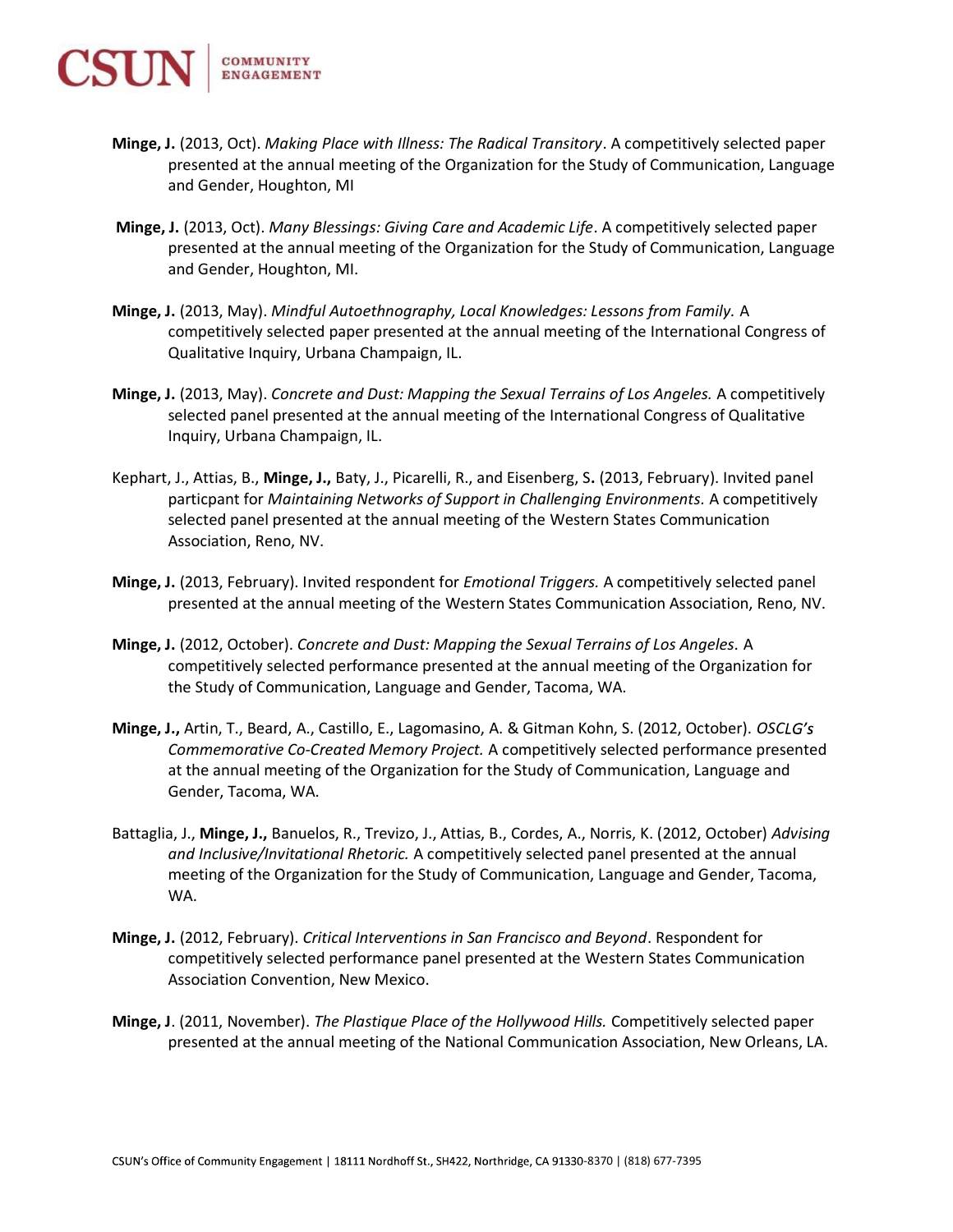**Minge, J.** (2013, Oct). *Making Place with Illness: The Radical Transitory*. A competitively selected paper presented at the annual meeting of the Organization for the Study of Communication, Language and Gender, Houghton, MI

**Minge, J.** (2013, Oct). *Many Blessings: Giving Care and Academic Life*. A competitively selected paper presented at the annual meeting of the Organization for the Study of Communication, Language and Gender, Houghton, MI.

**Minge, J.** (2013, May). *Mindful Autoethnography, Local Knowledges: Lessons from Family.* A competitively selected paper presented at the annual meeting of the International Congress of Qualitative Inquiry, Urbana Champaign, IL.

**Minge, J.** (2013, May). *Concrete and Dust: Mapping the Sexual Terrains of Los Angeles.* A competitively selected panel presented at the annual meeting of the International Congress of Qualitative Inquiry, Urbana Champaign, IL.

Kephart, J., Attias, B., **Minge, J.,** Baty, J., Picarelli, R., and Eisenberg, S**.** (2013, February). Invited panel particpant for *Maintaining Networks of Support in Challenging Environments.* A competitively selected panel presented at the annual meeting of the Western States Communication Association, Reno, NV.

**Minge, J.** (2013, February). Invited respondent for *Emotional Triggers.* A competitively selected panel presented at the annual meeting of the Western States Communication Association, Reno, NV.

**Minge, J.** (2012, October). *Concrete and Dust: Mapping the Sexual Terrains of Los Angeles.* A competitively selected performance presented at the annual meeting of the Organization for the Study of Communication, Language and Gender, Tacoma, WA.

**Minge, J.,** Artin, T., Beard, A., Castillo, E., Lagomasino, A. & Gitman Kohn, S. (2012, October). *OSCLG's Commemorative Co-Created Memory Project.* A competitively selected performance presented at the annual meeting of the Organization for the Study of Communication, Language and Gender, Tacoma, WA.

Battaglia, J., **Minge, J.,** Banuelos, R., Trevizo, J., Attias, B., Cordes, A., Norris, K. (2012, October) *Advising and Inclusive/Invitational Rhetoric.* A competitively selected panel presented at the annual meeting of the Organization for the Study of Communication, Language and Gender, Tacoma, WA.

**Minge, J.** (2012, February). *Critical Interventions in San Francisco and Beyond*. Respondent for competitively selected performance panel presented at the Western States Communication Association Convention, New Mexico.

**Minge, J**. (2011, November). *The Plastique Place of the Hollywood Hills.* Competitively selected paper presented at the annual meeting of the National Communication Association, New Orleans, LA.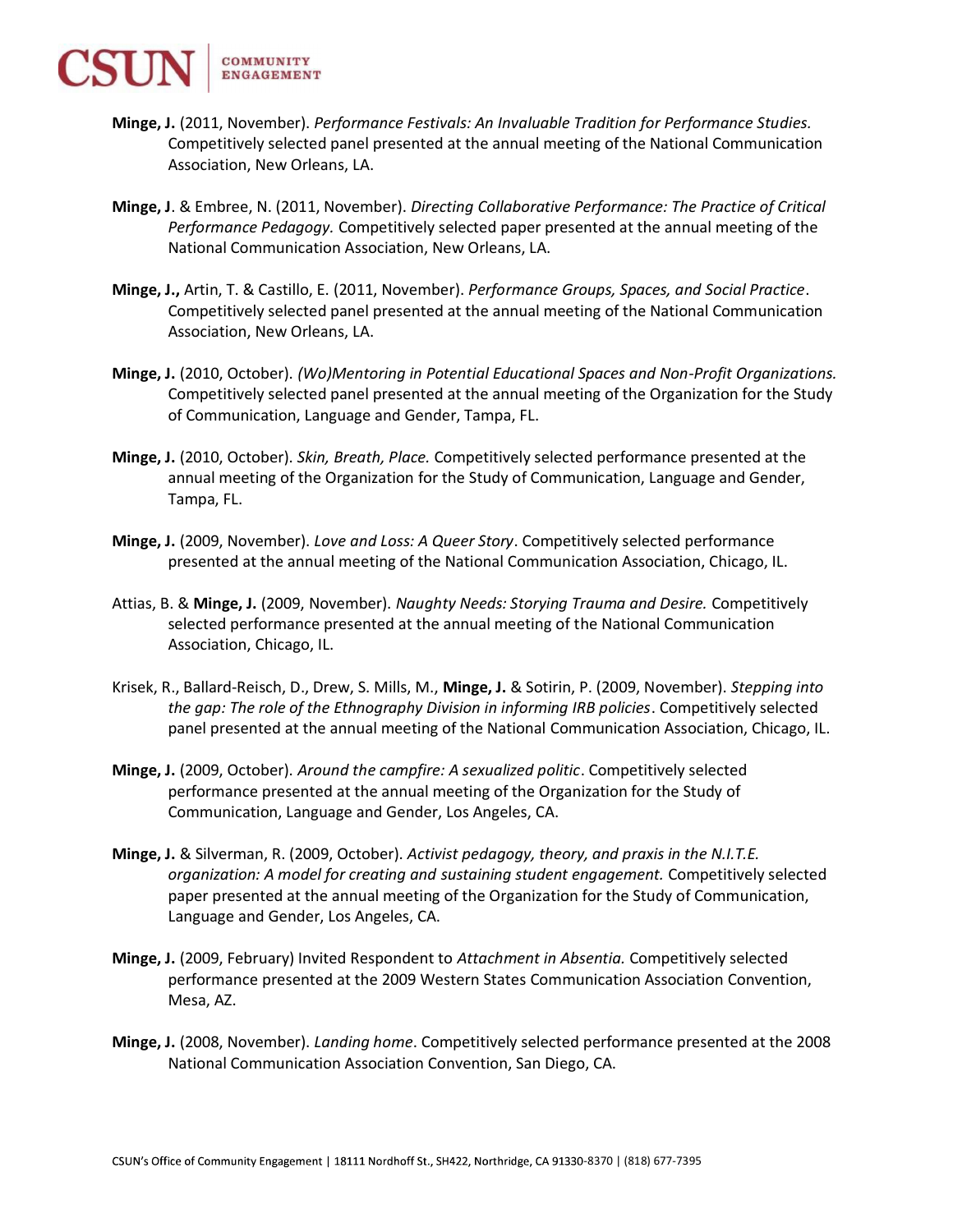**Minge, J.** (2011, November). *Performance Festivals: An Invaluable Tradition for Performance Studies.* Competitively selected panel presented at the annual meeting of the National Communication Association, New Orleans, LA.

**Minge, J**. & Embree, N. (2011, November). *Directing Collaborative Performance: The Practice of Critical Performance Pedagogy.* Competitively selected paper presented at the annual meeting of the National Communication Association, New Orleans, LA.

**Minge, J.,** Artin, T. & Castillo, E. (2011, November). *Performance Groups, Spaces, and Social Practice*. Competitively selected panel presented at the annual meeting of the National Communication Association, New Orleans, LA.

**Minge, J.** (2010, October). *(Wo)Mentoring in Potential Educational Spaces and Non-Profit Organizations.* Competitively selected panel presented at the annual meeting of the Organization for the Study of Communication, Language and Gender, Tampa, FL.

**Minge, J.** (2010, October). *Skin, Breath, Place.* Competitively selected performance presented at the annual meeting of the Organization for the Study of Communication, Language and Gender, Tampa, FL.

**Minge, J.** (2009, November). *Love and Loss: A Queer Story*. Competitively selected performance presented at the annual meeting of the National Communication Association, Chicago, IL.

Attias, B. & **Minge, J.** (2009, November). *Naughty Needs: Storying Trauma and Desire.* Competitively selected performance presented at the annual meeting of the National Communication Association, Chicago, IL.

Krisek, R., Ballard-Reisch, D., Drew, S. Mills, M., **Minge, J.** & Sotirin, P. (2009, November). *Stepping into the gap: The role of the Ethnography Division in informing IRB policies*. Competitively selected panel presented at the annual meeting of the National Communication Association, Chicago, IL.

**Minge, J.** (2009, October). *Around the campfire: A sexualized politic*. Competitively selected performance presented at the annual meeting of the Organization for the Study of Communication, Language and Gender, Los Angeles, CA.

**Minge, J.** & Silverman, R. (2009, October). *Activist pedagogy, theory, and praxis in the N.I.T.E. organization: A model for creating and sustaining student engagement.* Competitively selected paper presented at the annual meeting of the Organization for the Study of Communication, Language and Gender, Los Angeles, CA.

**Minge, J.** (2009, February) Invited Respondent to *Attachment in Absentia.* Competitively selected performance presented at the 2009 Western States Communication Association Convention, Mesa, AZ.

**Minge, J.** (2008, November). *Landing home*. Competitively selected performance presented at the 2008 National Communication Association Convention, San Diego, CA.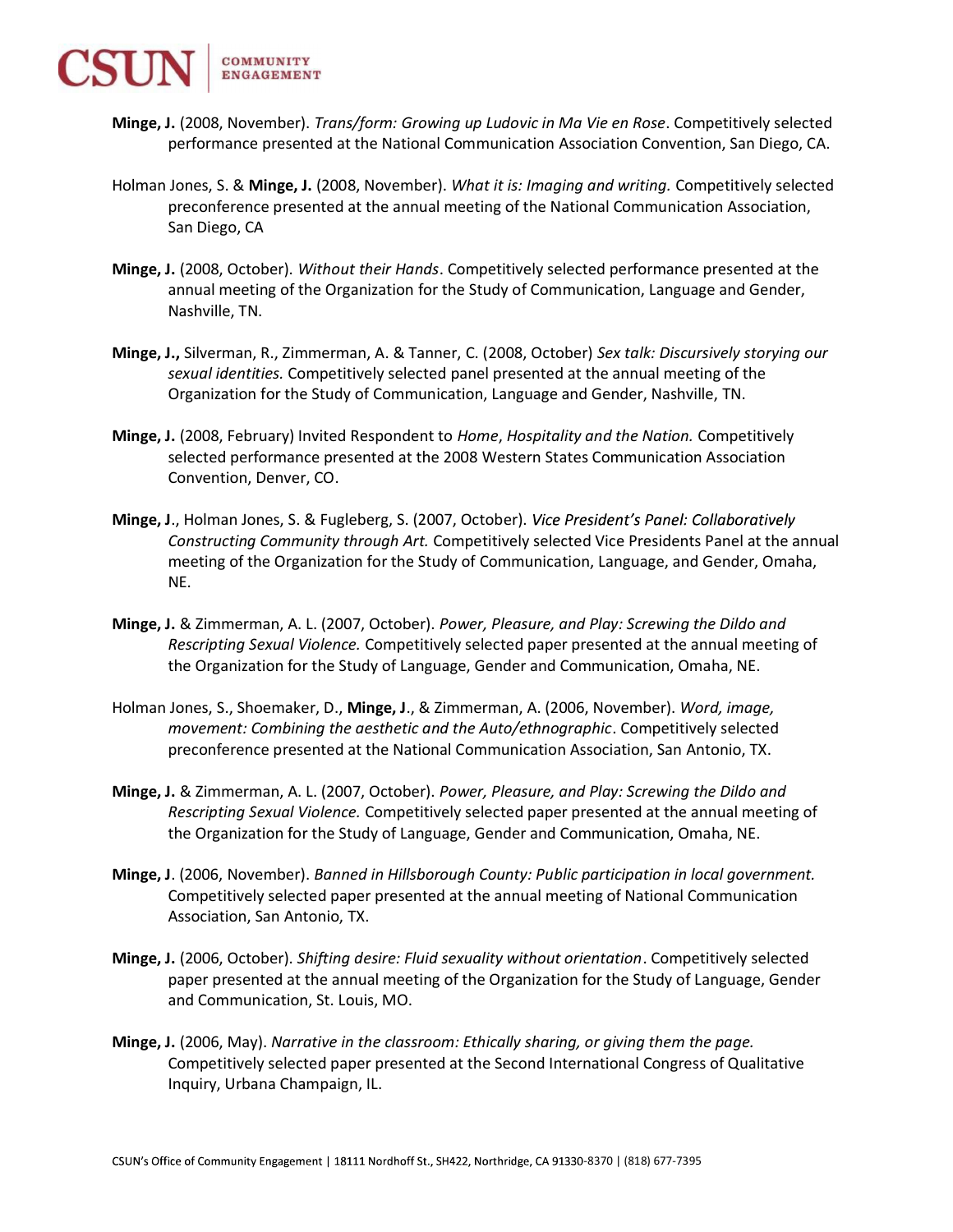**Minge, J.** (2008, November). *Trans/form: Growing up Ludovic in Ma Vie en Rose*. Competitively selected performance presented at the National Communication Association Convention, San Diego, CA.

Holman Jones, S. & **Minge, J.** (2008, November). *What it is: Imaging and writing.* Competitively selected preconference presented at the annual meeting of the National Communication Association, San Diego, CA

**Minge, J.** (2008, October). *Without their Hands*. Competitively selected performance presented at the annual meeting of the Organization for the Study of Communication, Language and Gender, Nashville, TN.

**Minge, J.,** Silverman, R., Zimmerman, A. & Tanner, C. (2008, October) *Sex talk: Discursively storying our sexual identities.* Competitively selected panel presented at the annual meeting of the Organization for the Study of Communication, Language and Gender, Nashville, TN.

**Minge, J.** (2008, February) Invited Respondent to *Home*, *Hospitality and the Nation.* Competitively selected performance presented at the 2008 Western States Communication Association Convention, Denver, CO.

**Minge, J**., Holman Jones, S. & Fugleberg, S. (2007, October). *Vice President's Panel: Collaboratively Constructing Community through Art.* Competitively selected Vice Presidents Panel at the annual meeting of the Organization for the Study of Communication, Language, and Gender, Omaha, NE.

**Minge, J.** & Zimmerman, A. L. (2007, October). *Power, Pleasure, and Play: Screwing the Dildo and Rescripting Sexual Violence.* Competitively selected paper presented at the annual meeting of the Organization for the Study of Language, Gender and Communication, Omaha, NE.

Holman Jones, S., Shoemaker, D., **Minge, J**., & Zimmerman, A. (2006, November). *Word, image, movement: Combining the aesthetic and the Auto/ethnographic*. Competitively selected preconference presented at the National Communication Association, San Antonio, TX.

**Minge, J.** & Zimmerman, A. L. (2007, October). *Power, Pleasure, and Play: Screwing the Dildo and Rescripting Sexual Violence.* Competitively selected paper presented at the annual meeting of the Organization for the Study of Language, Gender and Communication, Omaha, NE.

**Minge, J**. (2006, November). *Banned in Hillsborough County: Public participation in local government.* Competitively selected paper presented at the annual meeting of National Communication Association, San Antonio, TX.

**Minge, J.** (2006, October). *Shifting desire: Fluid sexuality without orientation*. Competitively selected paper presented at the annual meeting of the Organization for the Study of Language, Gender and Communication, St. Louis, MO.

**Minge, J.** (2006, May). *Narrative in the classroom: Ethically sharing, or giving them the page.* Competitively selected paper presented at the Second International Congress of Qualitative Inquiry, Urbana Champaign, IL.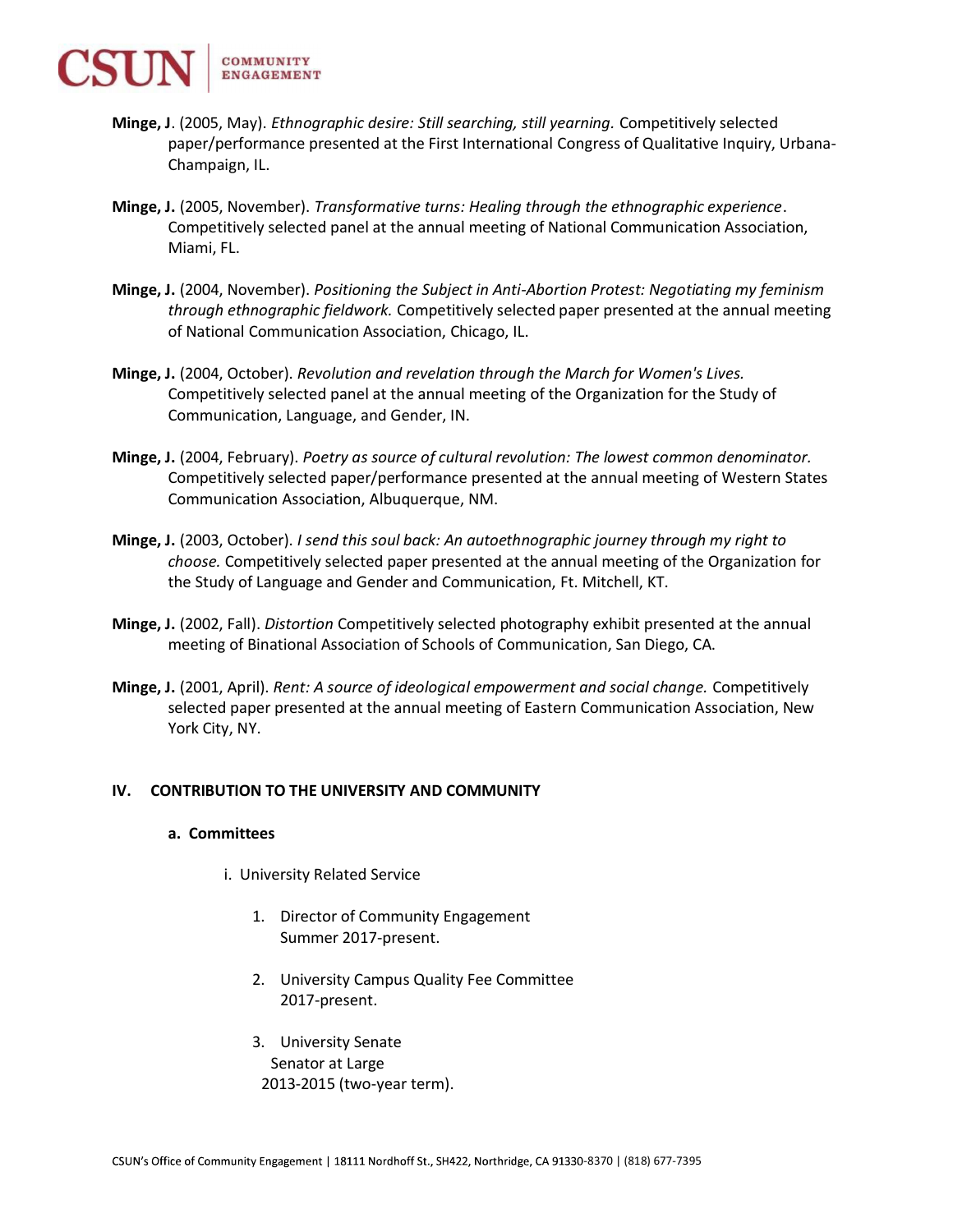**Minge, J**. (2005, May). *Ethnographic desire: Still searching, still yearning.* Competitively selected paper/performance presented at the First International Congress of Qualitative Inquiry, Urbana-Champaign, IL.

**Minge, J.** (2005, November). *Transformative turns: Healing through the ethnographic experience*. Competitively selected panel at the annual meeting of National Communication Association, Miami, FL.

**Minge, J.** (2004, November). *Positioning the Subject in Anti-Abortion Protest: Negotiating my feminism through ethnographic fieldwork.* Competitively selected paper presented at the annual meeting of National Communication Association, Chicago, IL.

**Minge, J.** (2004, October). *Revolution and revelation through the March for Women's Lives.* Competitively selected panel at the annual meeting of the Organization for the Study of Communication, Language, and Gender, IN.

**Minge, J.** (2004, February). *Poetry as source of cultural revolution: The lowest common denominator.* Competitively selected paper/performance presented at the annual meeting of Western States Communication Association, Albuquerque, NM.

**Minge, J.** (2003, October). *I send this soul back: An autoethnographic journey through my right to choose.* Competitively selected paper presented at the annual meeting of the Organization for the Study of Language and Gender and Communication, Ft. Mitchell, KT.

**Minge, J.** (2002, Fall). *Distortion* Competitively selected photography exhibit presented at the annual meeting of Binational Association of Schools of Communication, San Diego, CA.

**Minge, J.** (2001, April). *Rent: A source of ideological empowerment and social change.* Competitively selected paper presented at the annual meeting of Eastern Communication Association, New York City, NY.

## IV. CONTRIBUTION TO THE UNIVERSITY AND COMMUNITY

### a. Committees

i. University Related Service

1. Director of Community Engagement
   Summer 2017-present.

2. University Campus Quality Fee Committee
   2017-present.

3. University Senate
   Senator at Large
   2013-2015 (two-year term).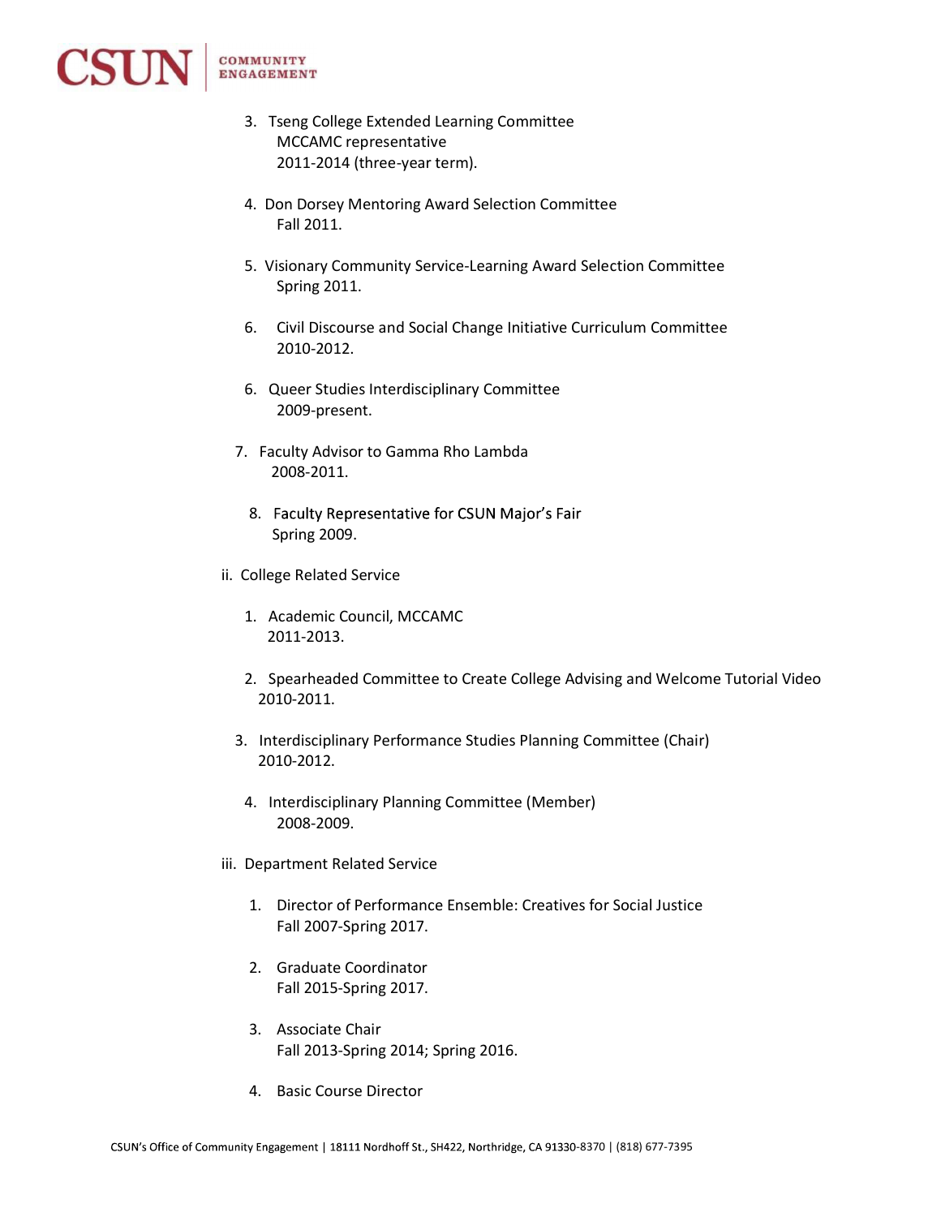3. Tseng College Extended Learning Committee
   MCCAMC representative
   2011-2014 (three-year term).

4. Don Dorsey Mentoring Award Selection Committee
   Fall 2011.

5. Visionary Community Service-Learning Award Selection Committee
   Spring 2011.

6. Civil Discourse and Social Change Initiative Curriculum Committee
   2010-2012.

6. Queer Studies Interdisciplinary Committee
   2009-present.

7. Faculty Advisor to Gamma Rho Lambda
   2008-2011.

8. Faculty Representative for CSUN Major's Fair
   Spring 2009.

ii. College Related Service

1. Academic Council, MCCAMC
   2011-2013.

2. Spearheaded Committee to Create College Advising and Welcome Tutorial Video
   2010-2011.

3. Interdisciplinary Performance Studies Planning Committee (Chair)
   2010-2012.

4. Interdisciplinary Planning Committee (Member)
   2008-2009.

iii. Department Related Service

1. Director of Performance Ensemble: Creatives for Social Justice
   Fall 2007-Spring 2017.

2. Graduate Coordinator
   Fall 2015-Spring 2017.

3. Associate Chair
   Fall 2013-Spring 2014; Spring 2016.

4. Basic Course Director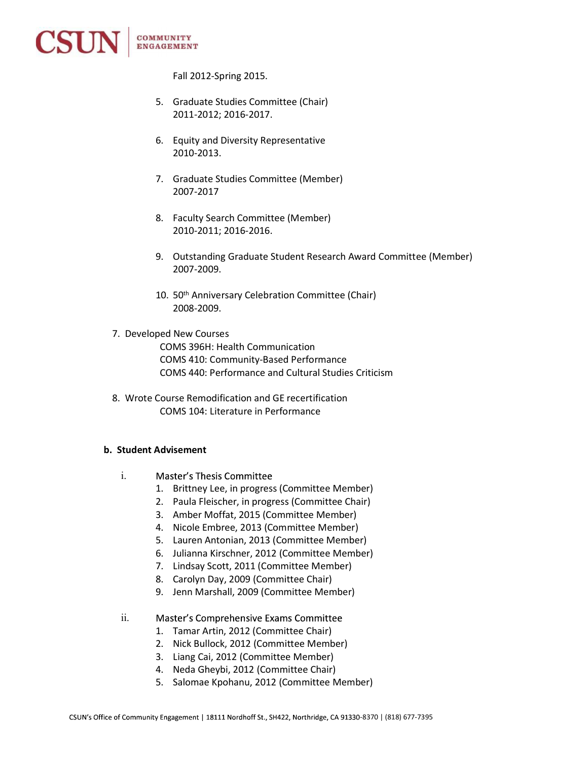Fall 2012-Spring 2015.

5. Graduate Studies Committee (Chair)
   2011-2012; 2016-2017.

6. Equity and Diversity Representative
   2010-2013.

7. Graduate Studies Committee (Member)
   2007-2017

8. Faculty Search Committee (Member)
   2010-2011; 2016-2016.

9. Outstanding Graduate Student Research Award Committee (Member)
   2007-2009.

10. 50th Anniversary Celebration Committee (Chair)
    2008-2009.

7. Developed New Courses
   COMS 396H: Health Communication
   COMS 410: Community-Based Performance
   COMS 440: Performance and Cultural Studies Criticism

8. Wrote Course Remodification and GE recertification
   COMS 104: Literature in Performance

**b. Student Advisement**

i. Master's Thesis Committee
   1. Brittney Lee, in progress (Committee Member)
   2. Paula Fleischer, in progress (Committee Chair)
   3. Amber Moffat, 2015 (Committee Member)
   4. Nicole Embree, 2013 (Committee Member)
   5. Lauren Antonian, 2013 (Committee Member)
   6. Julianna Kirschner, 2012 (Committee Member)
   7. Lindsay Scott, 2011 (Committee Member)
   8. Carolyn Day, 2009 (Committee Chair)
   9. Jenn Marshall, 2009 (Committee Member)

ii. Master's Comprehensive Exams Committee
   1. Tamar Artin, 2012 (Committee Chair)
   2. Nick Bullock, 2012 (Committee Member)
   3. Liang Cai, 2012 (Committee Member)
   4. Neda Gheybi, 2012 (Committee Chair)
   5. Salomae Kpohanu, 2012 (Committee Member)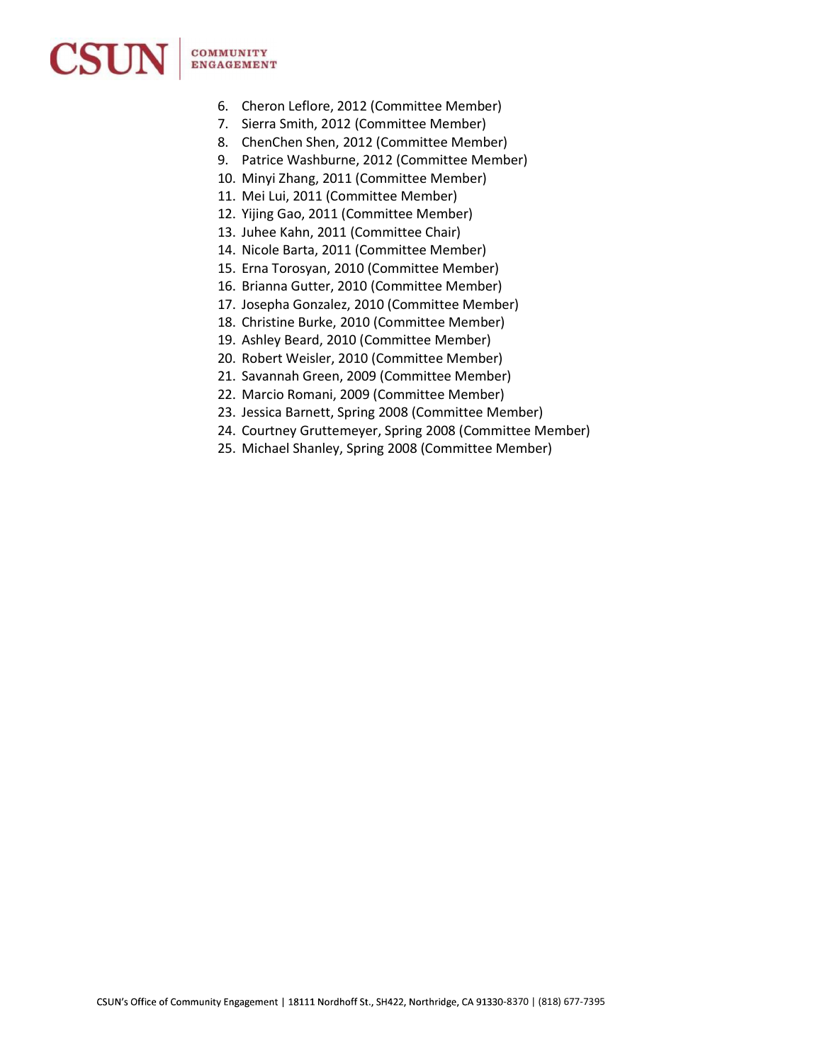6. Cheron Leflore, 2012 (Committee Member)
7. Sierra Smith, 2012 (Committee Member)
8. ChenChen Shen, 2012 (Committee Member)
9. Patrice Washburne, 2012 (Committee Member)
10. Minyi Zhang, 2011 (Committee Member)
11. Mei Lui, 2011 (Committee Member)
12. Yijing Gao, 2011 (Committee Member)
13. Juhee Kahn, 2011 (Committee Chair)
14. Nicole Barta, 2011 (Committee Member)
15. Erna Torosyan, 2010 (Committee Member)
16. Brianna Gutter, 2010 (Committee Member)
17. Josepha Gonzalez, 2010 (Committee Member)
18. Christine Burke, 2010 (Committee Member)
19. Ashley Beard, 2010 (Committee Member)
20. Robert Weisler, 2010 (Committee Member)
21. Savannah Green, 2009 (Committee Member)
22. Marcio Romani, 2009 (Committee Member)
23. Jessica Barnett, Spring 2008 (Committee Member)
24. Courtney Gruttemeyer, Spring 2008 (Committee Member)
25. Michael Shanley, Spring 2008 (Committee Member)